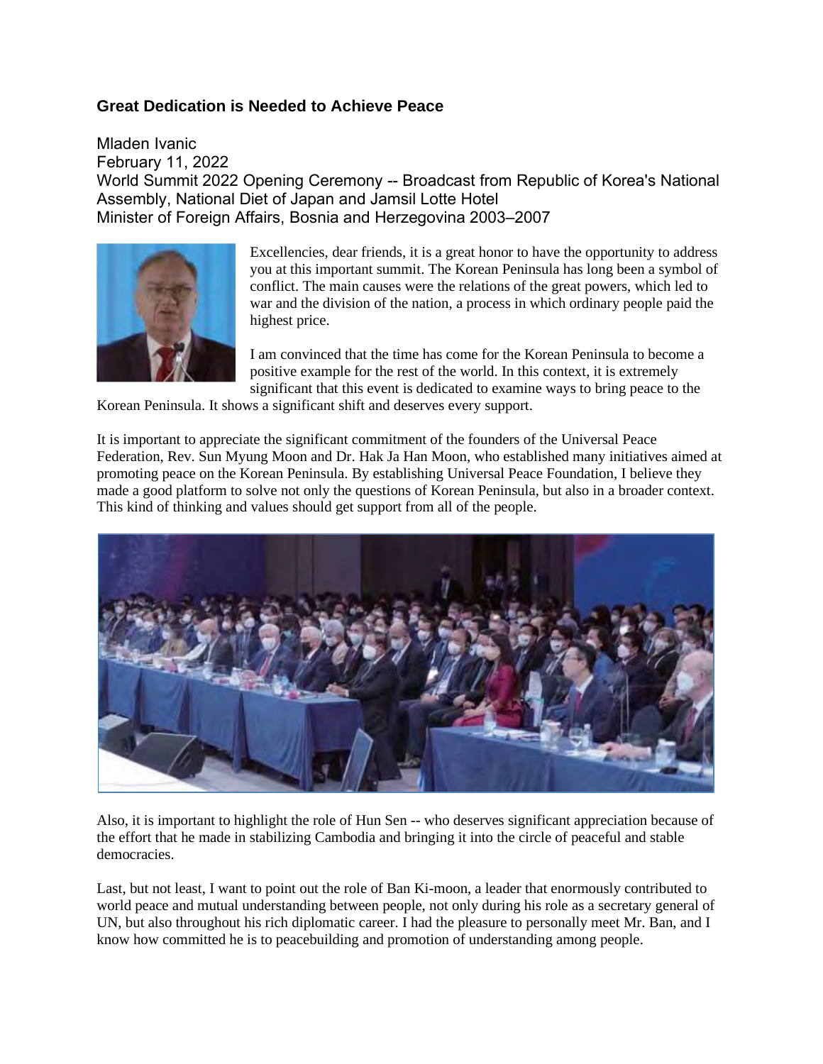## Great Dedication is Needed to Achieve Peace

Mladen Ivanic
February 11, 2022
World Summit 2022 Opening Ceremony -- Broadcast from Republic of Korea's National Assembly, National Diet of Japan and Jamsil Lotte Hotel
Minister of Foreign Affairs, Bosnia and Herzegovina 2003–2007

Excellencies, dear friends, it is a great honor to have the opportunity to address you at this important summit. The Korean Peninsula has long been a symbol of conflict. The main causes were the relations of the great powers, which led to war and the division of the nation, a process in which ordinary people paid the highest price.

I am convinced that the time has come for the Korean Peninsula to become a positive example for the rest of the world. In this context, it is extremely significant that this event is dedicated to examine ways to bring peace to the Korean Peninsula. It shows a significant shift and deserves every support.

It is important to appreciate the significant commitment of the founders of the Universal Peace Federation, Rev. Sun Myung Moon and Dr. Hak Ja Han Moon, who established many initiatives aimed at promoting peace on the Korean Peninsula. By establishing Universal Peace Foundation, I believe they made a good platform to solve not only the questions of Korean Peninsula, but also in a broader context. This kind of thinking and values should get support from all of the people.

Also, it is important to highlight the role of Hun Sen -- who deserves significant appreciation because of the effort that he made in stabilizing Cambodia and bringing it into the circle of peaceful and stable democracies.

Last, but not least, I want to point out the role of Ban Ki-moon, a leader that enormously contributed to world peace and mutual understanding between people, not only during his role as a secretary general of UN, but also throughout his rich diplomatic career. I had the pleasure to personally meet Mr. Ban, and I know how committed he is to peacebuilding and promotion of understanding among people.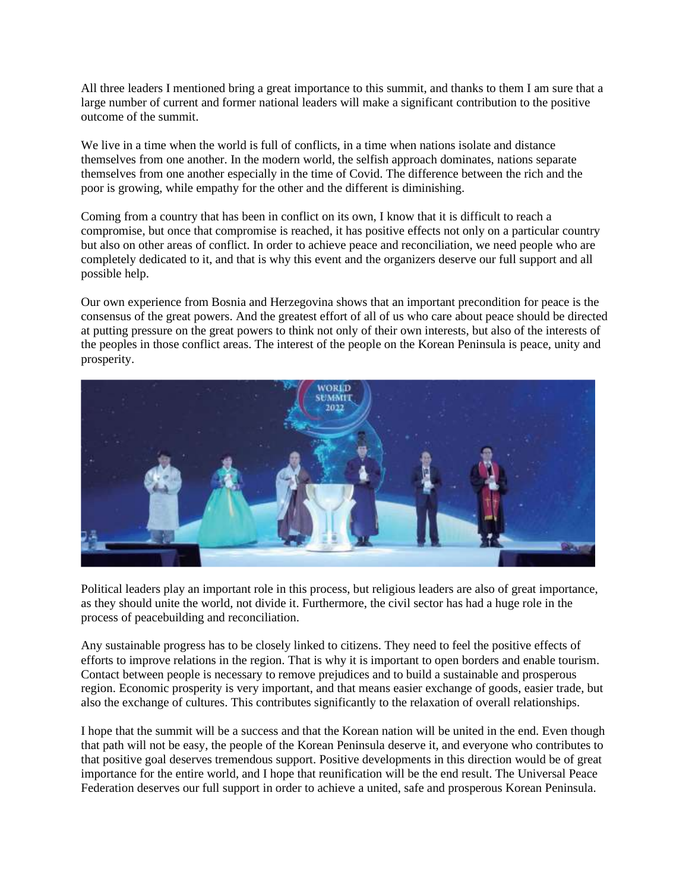All three leaders I mentioned bring a great importance to this summit, and thanks to them I am sure that a large number of current and former national leaders will make a significant contribution to the positive outcome of the summit.

We live in a time when the world is full of conflicts, in a time when nations isolate and distance themselves from one another. In the modern world, the selfish approach dominates, nations separate themselves from one another especially in the time of Covid. The difference between the rich and the poor is growing, while empathy for the other and the different is diminishing.

Coming from a country that has been in conflict on its own, I know that it is difficult to reach a compromise, but once that compromise is reached, it has positive effects not only on a particular country but also on other areas of conflict. In order to achieve peace and reconciliation, we need people who are completely dedicated to it, and that is why this event and the organizers deserve our full support and all possible help.

Our own experience from Bosnia and Herzegovina shows that an important precondition for peace is the consensus of the great powers. And the greatest effort of all of us who care about peace should be directed at putting pressure on the great powers to think not only of their own interests, but also of the interests of the peoples in those conflict areas. The interest of the people on the Korean Peninsula is peace, unity and prosperity.

Political leaders play an important role in this process, but religious leaders are also of great importance, as they should unite the world, not divide it. Furthermore, the civil sector has had a huge role in the process of peacebuilding and reconciliation.

Any sustainable progress has to be closely linked to citizens. They need to feel the positive effects of efforts to improve relations in the region. That is why it is important to open borders and enable tourism. Contact between people is necessary to remove prejudices and to build a sustainable and prosperous region. Economic prosperity is very important, and that means easier exchange of goods, easier trade, but also the exchange of cultures. This contributes significantly to the relaxation of overall relationships.

I hope that the summit will be a success and that the Korean nation will be united in the end. Even though that path will not be easy, the people of the Korean Peninsula deserve it, and everyone who contributes to that positive goal deserves tremendous support. Positive developments in this direction would be of great importance for the entire world, and I hope that reunification will be the end result. The Universal Peace Federation deserves our full support in order to achieve a united, safe and prosperous Korean Peninsula.